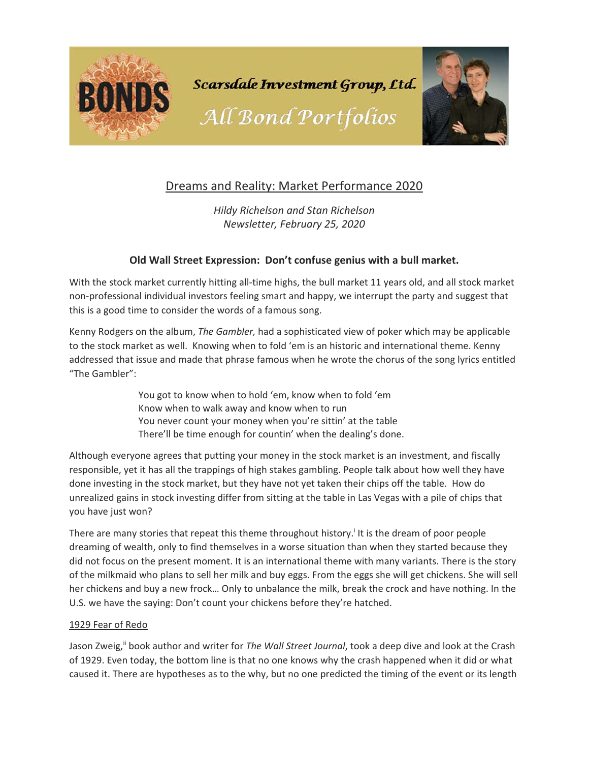Scarsdale Investment Group, Ltd.

All Bond Portfolios

# Dreams and Reality: Market Performance 2020

*Hildy Richelson and Stan Richelson*
*Newsletter, February 25, 2020*

**Old Wall Street Expression: Don't confuse genius with a bull market.**

With the stock market currently hitting all-time highs, the bull market 11 years old, and all stock market non-professional individual investors feeling smart and happy, we interrupt the party and suggest that this is a good time to consider the words of a famous song.

Kenny Rodgers on the album, *The Gambler,* had a sophisticated view of poker which may be applicable to the stock market as well. Knowing when to fold 'em is an historic and international theme. Kenny addressed that issue and made that phrase famous when he wrote the chorus of the song lyrics entitled "The Gambler":

> You got to know when to hold 'em, know when to fold 'em
> Know when to walk away and know when to run
> You never count your money when you're sittin' at the table
> There'll be time enough for countin' when the dealing's done.

Although everyone agrees that putting your money in the stock market is an investment, and fiscally responsible, yet it has all the trappings of high stakes gambling. People talk about how well they have done investing in the stock market, but they have not yet taken their chips off the table. How do unrealized gains in stock investing differ from sitting at the table in Las Vegas with a pile of chips that you have just won?

There are many stories that repeat this theme throughout history.[i] It is the dream of poor people dreaming of wealth, only to find themselves in a worse situation than when they started because they did not focus on the present moment. It is an international theme with many variants. There is the story of the milkmaid who plans to sell her milk and buy eggs. From the eggs she will get chickens. She will sell her chickens and buy a new frock… Only to unbalance the milk, break the crock and have nothing. In the U.S. we have the saying: Don't count your chickens before they're hatched.

## 1929 Fear of Redo

Jason Zweig,[ii] book author and writer for *The Wall Street Journal*, took a deep dive and look at the Crash of 1929. Even today, the bottom line is that no one knows why the crash happened when it did or what caused it. There are hypotheses as to the why, but no one predicted the timing of the event or its length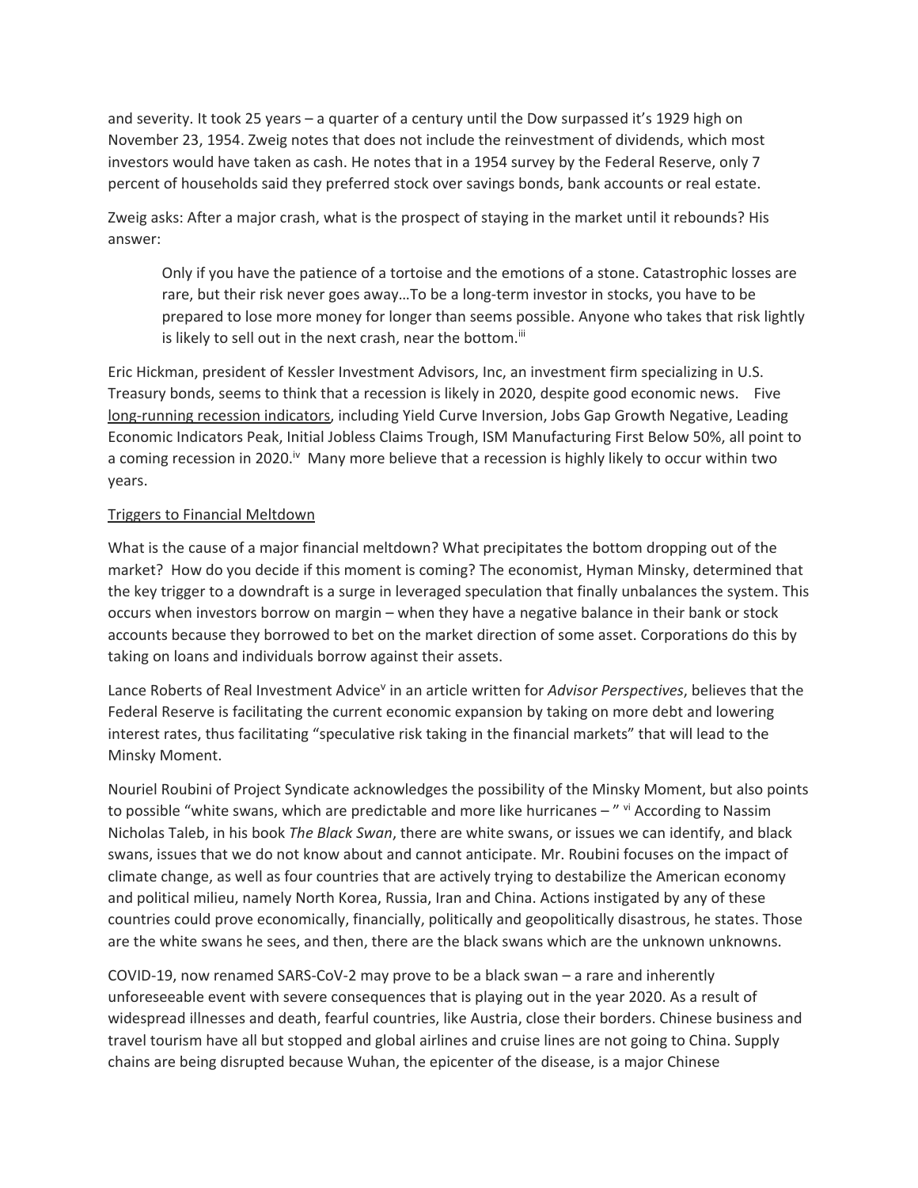and severity. It took 25 years – a quarter of a century until the Dow surpassed it's 1929 high on November 23, 1954. Zweig notes that does not include the reinvestment of dividends, which most investors would have taken as cash. He notes that in a 1954 survey by the Federal Reserve, only 7 percent of households said they preferred stock over savings bonds, bank accounts or real estate.

Zweig asks: After a major crash, what is the prospect of staying in the market until it rebounds? His answer:

> Only if you have the patience of a tortoise and the emotions of a stone. Catastrophic losses are rare, but their risk never goes away…To be a long-term investor in stocks, you have to be prepared to lose more money for longer than seems possible. Anyone who takes that risk lightly is likely to sell out in the next crash, near the bottom.[iii]

Eric Hickman, president of Kessler Investment Advisors, Inc, an investment firm specializing in U.S. Treasury bonds, seems to think that a recession is likely in 2020, despite good economic news. Five long-running recession indicators, including Yield Curve Inversion, Jobs Gap Growth Negative, Leading Economic Indicators Peak, Initial Jobless Claims Trough, ISM Manufacturing First Below 50%, all point to a coming recession in 2020.[iv] Many more believe that a recession is highly likely to occur within two years.

## Triggers to Financial Meltdown

What is the cause of a major financial meltdown? What precipitates the bottom dropping out of the market? How do you decide if this moment is coming? The economist, Hyman Minsky, determined that the key trigger to a downdraft is a surge in leveraged speculation that finally unbalances the system. This occurs when investors borrow on margin – when they have a negative balance in their bank or stock accounts because they borrowed to bet on the market direction of some asset. Corporations do this by taking on loans and individuals borrow against their assets.

Lance Roberts of Real Investment Advice[v] in an article written for *Advisor Perspectives*, believes that the Federal Reserve is facilitating the current economic expansion by taking on more debt and lowering interest rates, thus facilitating "speculative risk taking in the financial markets" that will lead to the Minsky Moment.

Nouriel Roubini of Project Syndicate acknowledges the possibility of the Minsky Moment, but also points to possible "white swans, which are predictable and more like hurricanes – "[vi] According to Nassim Nicholas Taleb, in his book *The Black Swan*, there are white swans, or issues we can identify, and black swans, issues that we do not know about and cannot anticipate. Mr. Roubini focuses on the impact of climate change, as well as four countries that are actively trying to destabilize the American economy and political milieu, namely North Korea, Russia, Iran and China. Actions instigated by any of these countries could prove economically, financially, politically and geopolitically disastrous, he states. Those are the white swans he sees, and then, there are the black swans which are the unknown unknowns.

COVID-19, now renamed SARS-CoV-2 may prove to be a black swan – a rare and inherently unforeseeable event with severe consequences that is playing out in the year 2020. As a result of widespread illnesses and death, fearful countries, like Austria, close their borders. Chinese business and travel tourism have all but stopped and global airlines and cruise lines are not going to China. Supply chains are being disrupted because Wuhan, the epicenter of the disease, is a major Chinese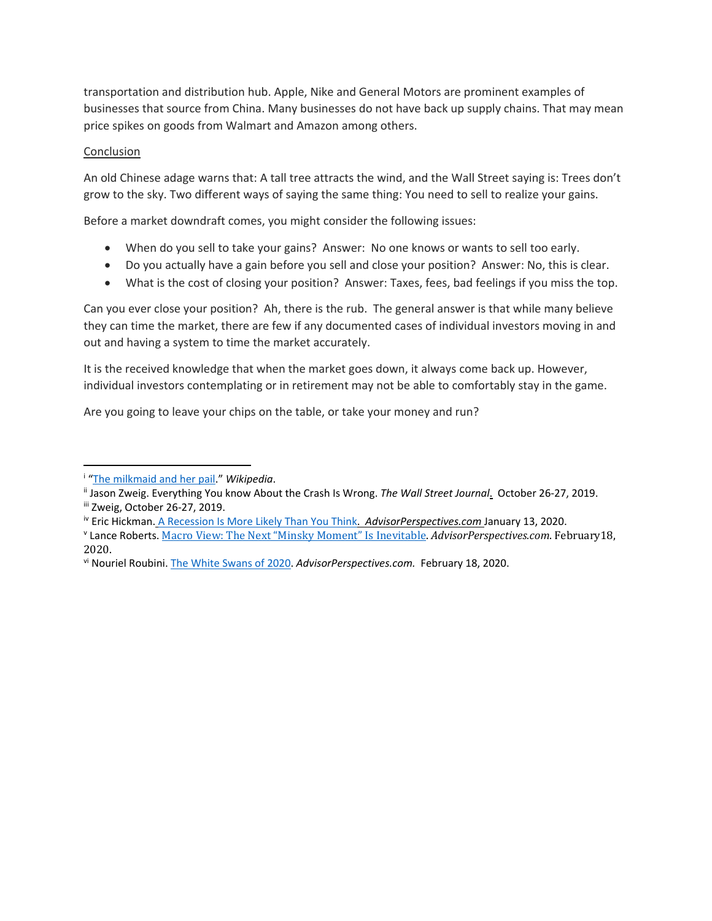transportation and distribution hub. Apple, Nike and General Motors are prominent examples of businesses that source from China. Many businesses do not have back up supply chains. That may mean price spikes on goods from Walmart and Amazon among others.

## Conclusion

An old Chinese adage warns that: A tall tree attracts the wind, and the Wall Street saying is: Trees don't grow to the sky. Two different ways of saying the same thing: You need to sell to realize your gains.

Before a market downdraft comes, you might consider the following issues:

- When do you sell to take your gains? Answer: No one knows or wants to sell too early.
- Do you actually have a gain before you sell and close your position? Answer: No, this is clear.
- What is the cost of closing your position? Answer: Taxes, fees, bad feelings if you miss the top.

Can you ever close your position? Ah, there is the rub. The general answer is that while many believe they can time the market, there are few if any documented cases of individual investors moving in and out and having a system to time the market accurately.

It is the received knowledge that when the market goes down, it always come back up. However, individual investors contemplating or in retirement may not be able to comfortably stay in the game.

Are you going to leave your chips on the table, or take your money and run?

---

[i] "The milkmaid and her pail." *Wikipedia*.

[ii] Jason Zweig. Everything You know About the Crash Is Wrong. *The Wall Street Journal*. October 26-27, 2019.

[iii] Zweig, October 26-27, 2019.

[iv] Eric Hickman. A Recession Is More Likely Than You Think. *AdvisorPerspectives.com* January 13, 2020.

[v] Lance Roberts. Macro View: The Next "Minsky Moment" Is Inevitable. *AdvisorPerspectives.com*. February18, 2020.

[vi] Nouriel Roubini. The White Swans of 2020. *AdvisorPerspectives.com*. February 18, 2020.